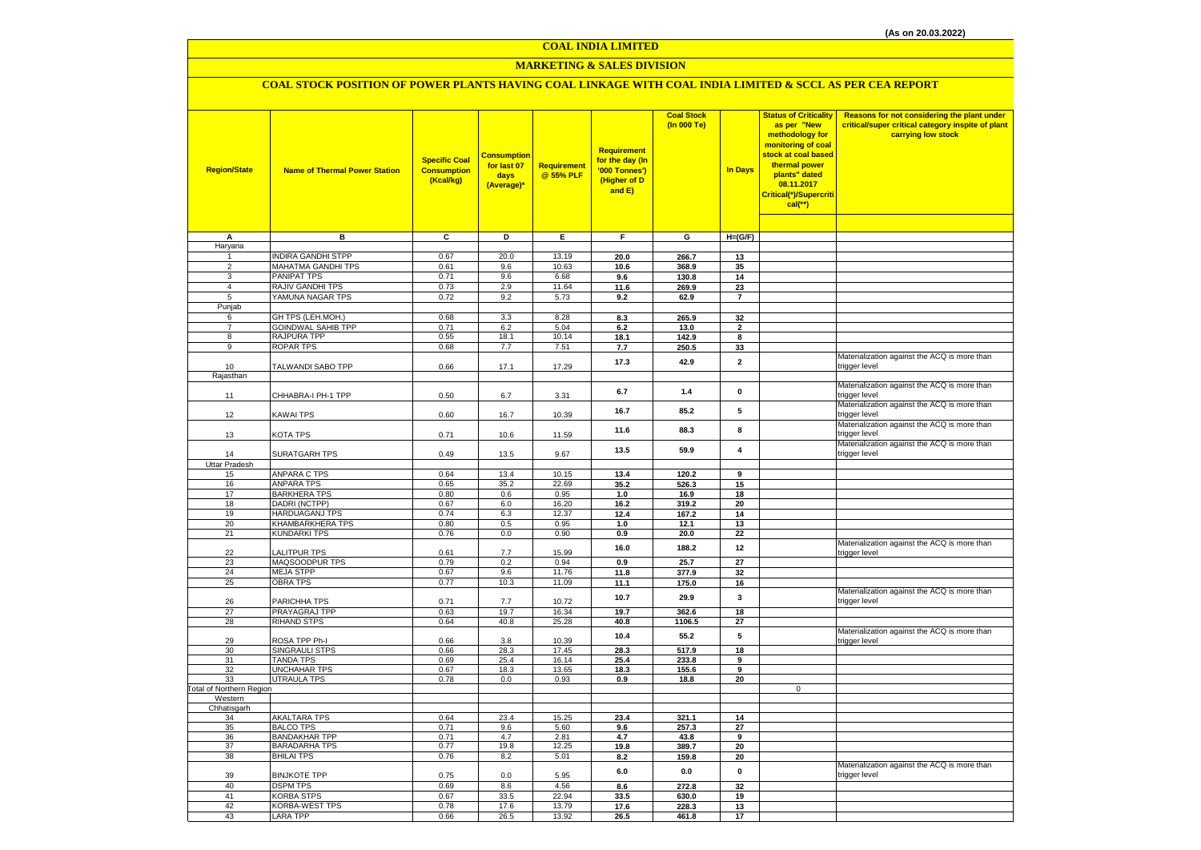(As on 20.03.2022)

# COAL INDIA LIMITED

## MARKETING & SALES DIVISION

### COAL STOCK POSITION OF POWER PLANTS HAVING COAL LINKAGE WITH COAL INDIA LIMITED & SCCL AS PER CEA REPORT

| Region/State | Name of Thermal Power Station | Specific Coal Consumption (Kcal/kg) | Consumption for last 07 days (Average)* | Requirement @ 55% PLF | Requirement for the day (In '000 Tonnes') (Higher of D and E) | Coal Stock (In 000 Te) | In Days | Status of Criticality as per "New methodology for monitoring of coal stock at coal based thermal power plants" dated 08.11.2017 Critical(*)/Supercritical(**) | Reasons for not considering the plant under critical/super critical category inspite of plant carrying low stock |
|---|---|---|---|---|---|---|---|---|---|
| A | B | C | D | E | F | G | H=(G/F) | | |
| Haryana | | | | | | | | | |
| 1 | INDIRA GANDHI STPP | 0.67 | 20.0 | 13.19 | 20.0 | 266.7 | 13 | | |
| 2 | MAHATMA GANDHI TPS | 0.61 | 9.6 | 10.63 | 10.6 | 368.9 | 35 | | |
| 3 | PANIPAT TPS | 0.71 | 9.6 | 6.68 | 9.6 | 130.8 | 14 | | |
| 4 | RAJIV GANDHI TPS | 0.73 | 2.9 | 11.64 | 11.6 | 269.9 | 23 | | |
| 5 | YAMUNA NAGAR TPS | 0.72 | 9.2 | 5.73 | 9.2 | 62.9 | 7 | | |
| Punjab | | | | | | | | | |
| 6 | GH TPS (LEH.MOH.) | 0.68 | 3.3 | 8.28 | 8.3 | 265.9 | 32 | | |
| 7 | GOINDWAL SAHIB TPP | 0.71 | 6.2 | 5.04 | 6.2 | 13.0 | 2 | | |
| 8 | RAJPURA TPP | 0.55 | 18.1 | 10.14 | 18.1 | 142.9 | 8 | | |
| 9 | ROPAR TPS | 0.68 | 7.7 | 7.51 | 7.7 | 250.5 | 33 | | |
| 10 | TALWANDI SABO TPP | 0.66 | 17.1 | 17.29 | 17.3 | 42.9 | 2 | | Materialization against the ACQ is more than trigger level |
| Rajasthan | | | | | | | | | |
| 11 | CHHABRA-I PH-1 TPP | 0.50 | 6.7 | 3.31 | 6.7 | 1.4 | 0 | | Materialization against the ACQ is more than trigger level |
| 12 | KAWAI TPS | 0.60 | 16.7 | 10.39 | 16.7 | 85.2 | 5 | | Materialization against the ACQ is more than trigger level |
| 13 | KOTA TPS | 0.71 | 10.6 | 11.59 | 11.6 | 88.3 | 8 | | Materialization against the ACQ is more than trigger level |
| 14 | SURATGARH TPS | 0.49 | 13.5 | 9.67 | 13.5 | 59.9 | 4 | | Materialization against the ACQ is more than trigger level |
| Uttar Pradesh | | | | | | | | | |
| 15 | ANPARA C TPS | 0.64 | 13.4 | 10.15 | 13.4 | 120.2 | 9 | | |
| 16 | ANPARA TPS | 0.65 | 35.2 | 22.69 | 35.2 | 526.3 | 15 | | |
| 17 | BARKHERA TPS | 0.80 | 0.6 | 0.95 | 1.0 | 16.9 | 18 | | |
| 18 | DADRI (NCTPP) | 0.67 | 6.0 | 16.20 | 16.2 | 319.2 | 20 | | |
| 19 | HARDUAGANJ TPS | 0.74 | 6.3 | 12.37 | 12.4 | 167.2 | 14 | | |
| 20 | KHAMBARKHERA TPS | 0.80 | 0.5 | 0.95 | 1.0 | 12.1 | 13 | | |
| 21 | KUNDARKI TPS | 0.76 | 0.0 | 0.90 | 0.9 | 20.0 | 22 | | |
| 22 | LALITPUR TPS | 0.61 | 7.7 | 15.99 | 16.0 | 188.2 | 12 | | Materialization against the ACQ is more than trigger level |
| 23 | MAQSOODPUR TPS | 0.79 | 0.2 | 0.94 | 0.9 | 25.7 | 27 | | |
| 24 | MEJA STPP | 0.67 | 9.6 | 11.76 | 11.8 | 377.9 | 32 | | |
| 25 | OBRA TPS | 0.77 | 10.3 | 11.09 | 11.1 | 175.0 | 16 | | |
| 26 | PARICHHA TPS | 0.71 | 7.7 | 10.72 | 10.7 | 29.9 | 3 | | Materialization against the ACQ is more than trigger level |
| 27 | PRAYAGRAJ TPP | 0.63 | 19.7 | 16.34 | 19.7 | 362.6 | 18 | | |
| 28 | RIHAND STPS | 0.64 | 40.8 | 25.28 | 40.8 | 1106.5 | 27 | | |
| 29 | ROSA TPP Ph-I | 0.66 | 3.8 | 10.39 | 10.4 | 55.2 | 5 | | Materialization against the ACQ is more than trigger level |
| 30 | SINGRAULI STPS | 0.66 | 28.3 | 17.45 | 28.3 | 517.9 | 18 | | |
| 31 | TANDA TPS | 0.69 | 25.4 | 16.14 | 25.4 | 233.8 | 9 | | |
| 32 | UNCHAHAR TPS | 0.67 | 18.3 | 13.65 | 18.3 | 155.6 | 9 | | |
| 33 | UTRAULA TPS | 0.78 | 0.0 | 0.93 | 0.9 | 18.8 | 20 | | |
| Total of Northern Region | | | | | | | | 0 | |
| Western | | | | | | | | | |
| Chhatisgarh | | | | | | | | | |
| 34 | AKALTARA TPS | 0.64 | 23.4 | 15.25 | 23.4 | 321.1 | 14 | | |
| 35 | BALCO TPS | 0.71 | 9.6 | 5.60 | 9.6 | 257.3 | 27 | | |
| 36 | BANDAKHAR TPP | 0.71 | 4.7 | 2.81 | 4.7 | 43.8 | 9 | | |
| 37 | BARADARHA TPS | 0.77 | 19.8 | 12.25 | 19.8 | 389.7 | 20 | | |
| 38 | BHILAI TPS | 0.76 | 8.2 | 5.01 | 8.2 | 159.8 | 20 | | |
| 39 | BINJKOTE TPP | 0.75 | 0.0 | 5.95 | 6.0 | 0.0 | 0 | | Materialization against the ACQ is more than trigger level |
| 40 | DSPM TPS | 0.69 | 8.6 | 4.56 | 8.6 | 272.8 | 32 | | |
| 41 | KORBA STPS | 0.67 | 33.5 | 22.94 | 33.5 | 630.0 | 19 | | |
| 42 | KORBA-WEST TPS | 0.78 | 17.6 | 13.79 | 17.6 | 228.3 | 13 | | |
| 43 | LARA TPP | 0.66 | 26.5 | 13.92 | 26.5 | 461.8 | 17 | | |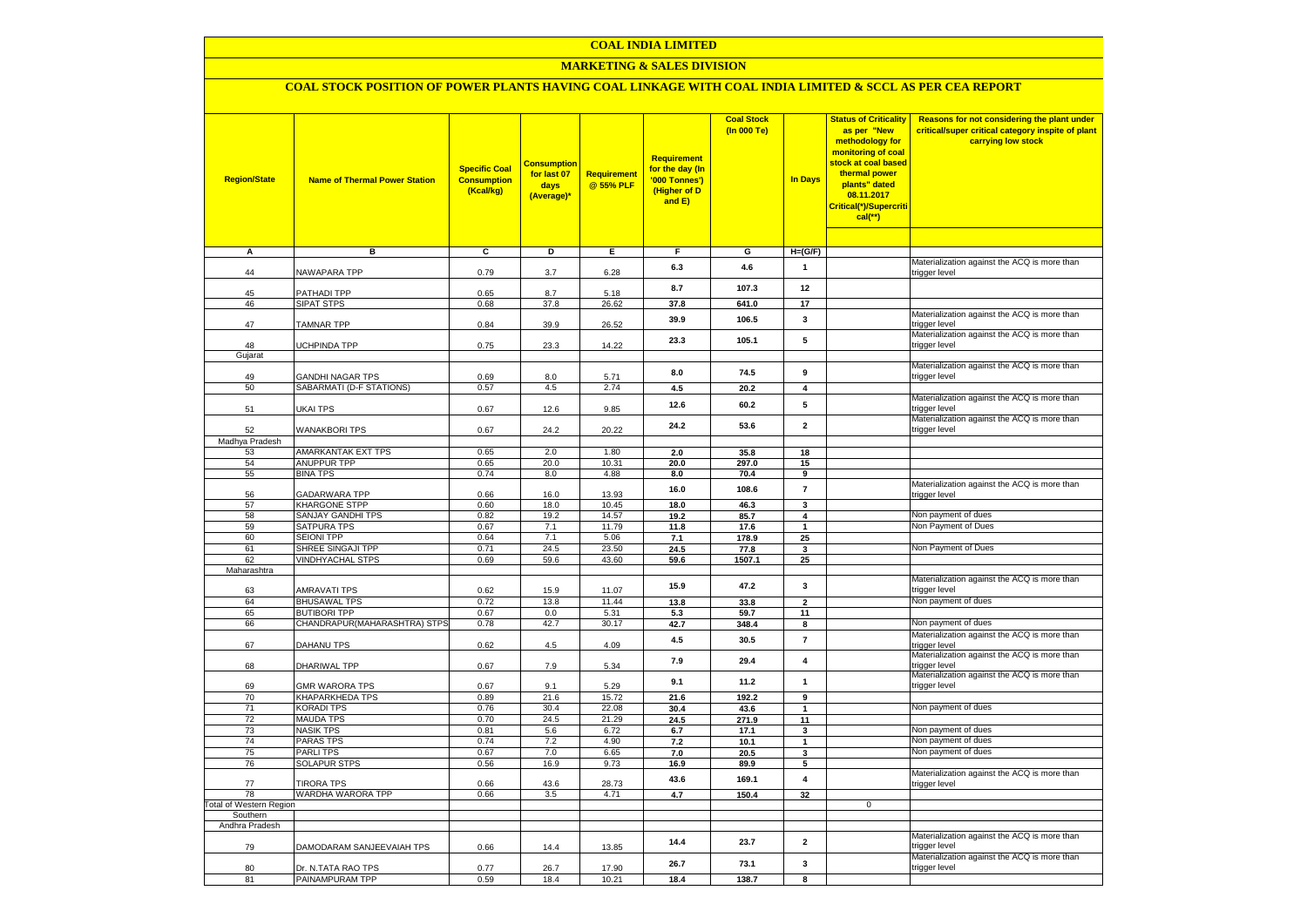# COAL INDIA LIMITED

## MARKETING & SALES DIVISION

### COAL STOCK POSITION OF POWER PLANTS HAVING COAL LINKAGE WITH COAL INDIA LIMITED & SCCL AS PER CEA REPORT

| Region/State | Name of Thermal Power Station | Specific Coal Consumption (Kcal/kg) | Consumption for last 07 days (Average)* | Requirement @ 55% PLF | Requirement for the day (In '000 Tonnes') (Higher of D and E) | Coal Stock (In 000 Te) | In Days | Status of Criticality as per "New methodology for monitoring of coal stock at coal based thermal power plants" dated 08.11.2017 Critical(*)/Supercritical(**) | Reasons for not considering the plant under critical/super critical category inspite of plant carrying low stock |
|---|---|---|---|---|---|---|---|---|---|
| A | B | C | D | E | F | G | H=(G/F) | | |
| 44 | NAWAPARA TPP | 0.79 | 3.7 | 6.28 | 6.3 | 4.6 | 1 | | Materialization against the ACQ is more than trigger level |
| 45 | PATHADI TPP | 0.65 | 8.7 | 5.18 | 8.7 | 107.3 | 12 | | |
| 46 | SIPAT STPS | 0.68 | 37.8 | 26.62 | 37.8 | 641.0 | 17 | | |
| 47 | TAMNAR TPP | 0.84 | 39.9 | 26.52 | 39.9 | 106.5 | 3 | | Materialization against the ACQ is more than trigger level |
| 48 | UCHPINDA TPP | 0.75 | 23.3 | 14.22 | 23.3 | 105.1 | 5 | | Materialization against the ACQ is more than trigger level |
| Gujarat | | | | | | | | | |
| 49 | GANDHI NAGAR TPS | 0.69 | 8.0 | 5.71 | 8.0 | 74.5 | 9 | | Materialization against the ACQ is more than trigger level |
| 50 | SABARMATI (D-F STATIONS) | 0.57 | 4.5 | 2.74 | 4.5 | 20.2 | 4 | | |
| 51 | UKAI TPS | 0.67 | 12.6 | 9.85 | 12.6 | 60.2 | 5 | | Materialization against the ACQ is more than trigger level |
| 52 | WANAKBORI TPS | 0.67 | 24.2 | 20.22 | 24.2 | 53.6 | 2 | | Materialization against the ACQ is more than trigger level |
| Madhya Pradesh | | | | | | | | | |
| 53 | AMARKANTAK EXT TPS | 0.65 | 2.0 | 1.80 | 2.0 | 35.8 | 18 | | |
| 54 | ANUPPUR TPP | 0.65 | 20.0 | 10.31 | 20.0 | 297.0 | 15 | | |
| 55 | BINA TPS | 0.74 | 8.0 | 4.88 | 8.0 | 70.4 | 9 | | |
| 56 | GADARWARA TPP | 0.66 | 16.0 | 13.93 | 16.0 | 108.6 | 7 | | Materialization against the ACQ is more than trigger level |
| 57 | KHARGONE STPP | 0.60 | 18.0 | 10.45 | 18.0 | 46.3 | 3 | | |
| 58 | SANJAY GANDHI TPS | 0.82 | 19.2 | 14.57 | 19.2 | 85.7 | 4 | | Non payment of dues |
| 59 | SATPURA TPS | 0.67 | 7.1 | 11.79 | 11.8 | 17.6 | 1 | | Non Payment of Dues |
| 60 | SEIONI TPP | 0.64 | 7.1 | 5.06 | 7.1 | 178.9 | 25 | | |
| 61 | SHREE SINGAJI TPP | 0.71 | 24.5 | 23.50 | 24.5 | 77.8 | 3 | | Non Payment of Dues |
| 62 | VINDHYACHAL STPS | 0.69 | 59.6 | 43.60 | 59.6 | 1507.1 | 25 | | |
| Maharashtra | | | | | | | | | |
| 63 | AMRAVATI TPS | 0.62 | 15.9 | 11.07 | 15.9 | 47.2 | 3 | | Materialization against the ACQ is more than trigger level |
| 64 | BHUSAWAL TPS | 0.72 | 13.8 | 11.44 | 13.8 | 33.8 | 2 | | Non payment of dues |
| 65 | BUTIBORI TPP | 0.67 | 0.0 | 5.31 | 5.3 | 59.7 | 11 | | |
| 66 | CHANDRAPUR(MAHARASHTRA) STPS | 0.78 | 42.7 | 30.17 | 42.7 | 348.4 | 8 | | Non payment of dues |
| 67 | DAHANU TPS | 0.62 | 4.5 | 4.09 | 4.5 | 30.5 | 7 | | Materialization against the ACQ is more than trigger level |
| 68 | DHARIWAL TPP | 0.67 | 7.9 | 5.34 | 7.9 | 29.4 | 4 | | Materialization against the ACQ is more than trigger level |
| 69 | GMR WARORA TPS | 0.67 | 9.1 | 5.29 | 9.1 | 11.2 | 1 | | Materialization against the ACQ is more than trigger level |
| 70 | KHAPARKHEDA TPS | 0.89 | 21.6 | 15.72 | 21.6 | 192.2 | 9 | | |
| 71 | KORADI TPS | 0.76 | 30.4 | 22.08 | 30.4 | 43.6 | 1 | | Non payment of dues |
| 72 | MAUDA TPS | 0.70 | 24.5 | 21.29 | 24.5 | 271.9 | 11 | | |
| 73 | NASIK TPS | 0.81 | 5.6 | 6.72 | 6.7 | 17.1 | 3 | | Non payment of dues |
| 74 | PARAS TPS | 0.74 | 7.2 | 4.90 | 7.2 | 10.1 | 1 | | Non payment of dues |
| 75 | PARLI TPS | 0.67 | 7.0 | 6.65 | 7.0 | 20.5 | 3 | | Non payment of dues |
| 76 | SOLAPUR STPS | 0.56 | 16.9 | 9.73 | 16.9 | 89.9 | 5 | | |
| 77 | TIRORA TPS | 0.66 | 43.6 | 28.73 | 43.6 | 169.1 | 4 | | Materialization against the ACQ is more than trigger level |
| 78 | WARDHA WARORA TPP | 0.66 | 3.5 | 4.71 | 4.7 | 150.4 | 32 | | |
| Total of Western Region | | | | | | | | 0 | |
| Southern | | | | | | | | | |
| Andhra Pradesh | | | | | | | | | |
| 79 | DAMODARAM SANJEEVAIAH TPS | 0.66 | 14.4 | 13.85 | 14.4 | 23.7 | 2 | | Materialization against the ACQ is more than trigger level |
| 80 | Dr. N.TATA RAO TPS | 0.77 | 26.7 | 17.90 | 26.7 | 73.1 | 3 | | Materialization against the ACQ is more than trigger level |
| 81 | PAINAMPURAM TPP | 0.59 | 18.4 | 10.21 | 18.4 | 138.7 | 8 | | |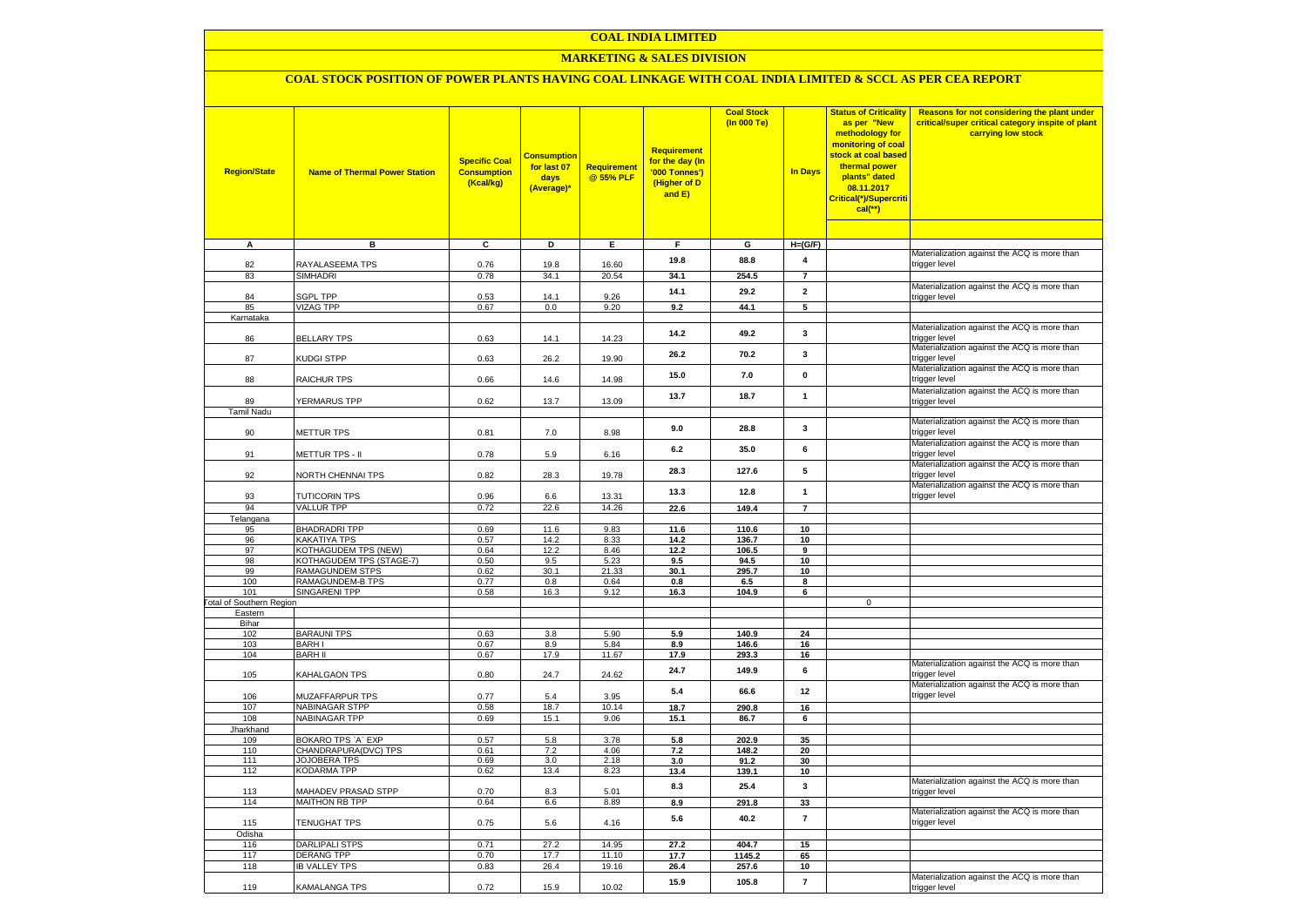# COAL INDIA LIMITED

## MARKETING & SALES DIVISION

### COAL STOCK POSITION OF POWER PLANTS HAVING COAL LINKAGE WITH COAL INDIA LIMITED & SCCL AS PER CEA REPORT

| Region/State | Name of Thermal Power Station | Specific Coal Consumption (Kcal/kg) | Consumption for last 07 days (Average)* | Requirement @ 55% PLF | Requirement for the day (In '000 Tonnes') (Higher of D and E) | Coal Stock (In 000 Te) | In Days | Status of Criticality as per "New methodology for monitoring of coal stock at coal based thermal power plants" dated 08.11.2017 Critical(*)/Supercritical(**) | Reasons for not considering the plant under critical/super critical category inspite of plant carrying low stock |
|---|---|---|---|---|---|---|---|---|---|
| A | B | C | D | E | F | G | H=(G/F) | | |
| 82 | RAYALASEEMA TPS | 0.76 | 19.8 | 16.60 | 19.8 | 88.8 | 4 | | Materialization against the ACQ is more than trigger level |
| 83 | SIMHADRI | 0.78 | 34.1 | 20.54 | 34.1 | 254.5 | 7 | | |
| 84 | SGPL TPP | 0.53 | 14.1 | 9.26 | 14.1 | 29.2 | 2 | | Materialization against the ACQ is more than trigger level |
| 85 | VIZAG TPP | 0.67 | 0.0 | 9.20 | 9.2 | 44.1 | 5 | | |
| Karnataka | | | | | | | | | |
| 86 | BELLARY TPS | 0.63 | 14.1 | 14.23 | 14.2 | 49.2 | 3 | | Materialization against the ACQ is more than trigger level |
| 87 | KUDGI STPP | 0.63 | 26.2 | 19.90 | 26.2 | 70.2 | 3 | | Materialization against the ACQ is more than trigger level |
| 88 | RAICHUR TPS | 0.66 | 14.6 | 14.98 | 15.0 | 7.0 | 0 | | Materialization against the ACQ is more than trigger level |
| 89 | YERMARUS TPP | 0.62 | 13.7 | 13.09 | 13.7 | 18.7 | 1 | | Materialization against the ACQ is more than trigger level |
| Tamil Nadu | | | | | | | | | |
| 90 | METTUR TPS | 0.81 | 7.0 | 8.98 | 9.0 | 28.8 | 3 | | Materialization against the ACQ is more than trigger level |
| 91 | METTUR TPS - II | 0.78 | 5.9 | 6.16 | 6.2 | 35.0 | 6 | | Materialization against the ACQ is more than trigger level |
| 92 | NORTH CHENNAI TPS | 0.82 | 28.3 | 19.78 | 28.3 | 127.6 | 5 | | Materialization against the ACQ is more than trigger level |
| 93 | TUTICORIN TPS | 0.96 | 6.6 | 13.31 | 13.3 | 12.8 | 1 | | Materialization against the ACQ is more than trigger level |
| 94 | VALLUR TPP | 0.72 | 22.6 | 14.26 | 22.6 | 149.4 | 7 | | |
| Telangana | | | | | | | | | |
| 95 | BHADRADRI TPP | 0.69 | 11.6 | 9.83 | 11.6 | 110.6 | 10 | | |
| 96 | KAKATIYA TPS | 0.57 | 14.2 | 8.33 | 14.2 | 136.7 | 10 | | |
| 97 | KOTHAGUDEM TPS (NEW) | 0.64 | 12.2 | 8.46 | 12.2 | 106.5 | 9 | | |
| 98 | KOTHAGUDEM TPS (STAGE-7) | 0.50 | 9.5 | 5.23 | 9.5 | 94.5 | 10 | | |
| 99 | RAMAGUNDEM STPS | 0.62 | 30.1 | 21.33 | 30.1 | 295.7 | 10 | | |
| 100 | RAMAGUNDEM-B TPS | 0.77 | 0.8 | 0.64 | 0.8 | 6.5 | 8 | | |
| 101 | SINGARENI TPP | 0.58 | 16.3 | 9.12 | 16.3 | 104.9 | 6 | | |
| Total of Southern Region | | | | | | | | 0 | |
| Eastern | | | | | | | | | |
| Bihar | | | | | | | | | |
| 102 | BARAUNI TPS | 0.63 | 3.8 | 5.90 | 5.9 | 140.9 | 24 | | |
| 103 | BARH I | 0.67 | 8.9 | 5.84 | 8.9 | 146.6 | 16 | | |
| 104 | BARH II | 0.67 | 17.9 | 11.67 | 17.9 | 293.3 | 16 | | |
| 105 | KAHALGAON TPS | 0.80 | 24.7 | 24.62 | 24.7 | 149.9 | 6 | | Materialization against the ACQ is more than trigger level |
| 106 | MUZAFFARPUR TPS | 0.77 | 5.4 | 3.95 | 5.4 | 66.6 | 12 | | Materialization against the ACQ is more than trigger level |
| 107 | NABINAGAR STPP | 0.58 | 18.7 | 10.14 | 18.7 | 290.8 | 16 | | |
| 108 | NABINAGAR TPP | 0.69 | 15.1 | 9.06 | 15.1 | 86.7 | 6 | | |
| Jharkhand | | | | | | | | | |
| 109 | BOKARO TPS `A` EXP | 0.57 | 5.8 | 3.78 | 5.8 | 202.9 | 35 | | |
| 110 | CHANDRAPURA(DVC) TPS | 0.61 | 7.2 | 4.06 | 7.2 | 148.2 | 20 | | |
| 111 | JOJOBERA TPS | 0.69 | 3.0 | 2.18 | 3.0 | 91.2 | 30 | | |
| 112 | KODARMA TPP | 0.62 | 13.4 | 8.23 | 13.4 | 139.1 | 10 | | |
| 113 | MAHADEV PRASAD STPP | 0.70 | 8.3 | 5.01 | 8.3 | 25.4 | 3 | | Materialization against the ACQ is more than trigger level |
| 114 | MAITHON RB TPP | 0.64 | 6.6 | 8.89 | 8.9 | 291.8 | 33 | | |
| 115 | TENUGHAT TPS | 0.75 | 5.6 | 4.16 | 5.6 | 40.2 | 7 | | Materialization against the ACQ is more than trigger level |
| Odisha | | | | | | | | | |
| 116 | DARLIPALI STPS | 0.71 | 27.2 | 14.95 | 27.2 | 404.7 | 15 | | |
| 117 | DERANG TPP | 0.70 | 17.7 | 11.10 | 17.7 | 1145.2 | 65 | | |
| 118 | IB VALLEY TPS | 0.83 | 26.4 | 19.16 | 26.4 | 257.6 | 10 | | |
| 119 | KAMALANGA TPS | 0.72 | 15.9 | 10.02 | 15.9 | 105.8 | 7 | | Materialization against the ACQ is more than trigger level |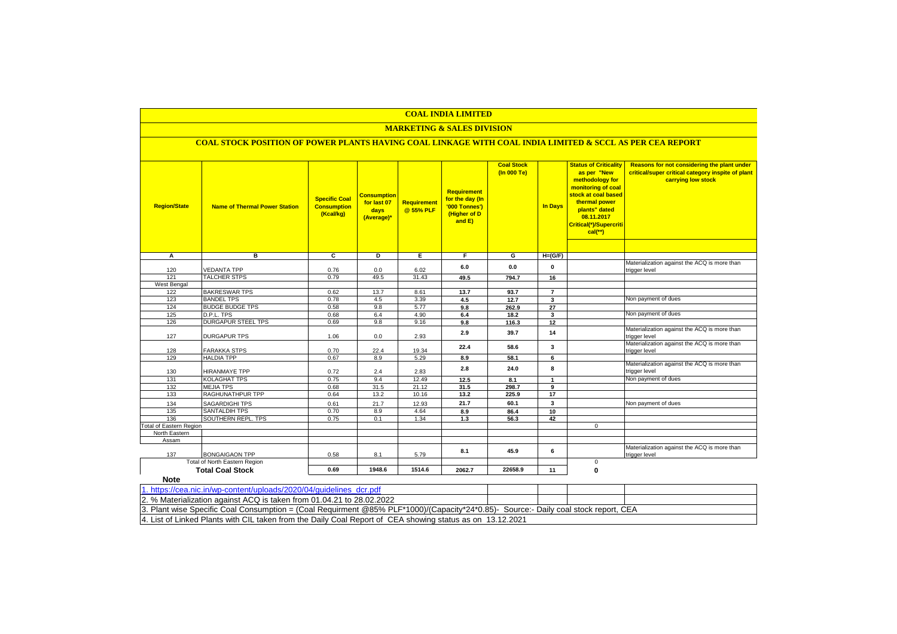# COAL INDIA LIMITED

## MARKETING & SALES DIVISION

### COAL STOCK POSITION OF POWER PLANTS HAVING COAL LINKAGE WITH COAL INDIA LIMITED & SCCL AS PER CEA REPORT

| Region/State | Name of Thermal Power Station | Specific Coal Consumption (Kcal/kg) | Consumption for last 07 days (Average)* | Requirement @ 55% PLF | Requirement for the day (In '000 Tonnes') (Higher of D and E) | Coal Stock (In 000 Te) | In Days | Status of Criticality as per "New methodology for monitoring of coal stock at coal based thermal power plants" dated 08.11.2017 Critical(*)/Supercritical(**) | Reasons for not considering the plant under critical/super critical category inspite of plant carrying low stock |
|---|---|---|---|---|---|---|---|---|---|
| A | B | C | D | E | F | G | H=(G/F) | | |
| 120 | VEDANTA TPP | 0.76 | 0.0 | 6.02 | 6.0 | 0.0 | 0 | | Materialization against the ACQ is more than trigger level |
| 121 | TALCHER STPS | 0.79 | 49.5 | 31.43 | 49.5 | 794.7 | 16 | | |
| West Bengal | | | | | | | | | |
| 122 | BAKRESWAR TPS | 0.62 | 13.7 | 8.61 | 13.7 | 93.7 | 7 | | |
| 123 | BANDEL TPS | 0.78 | 4.5 | 3.39 | 4.5 | 12.7 | 3 | | Non payment of dues |
| 124 | BUDGE BUDGE TPS | 0.58 | 9.8 | 5.77 | 9.8 | 262.9 | 27 | | |
| 125 | D.P.L. TPS | 0.68 | 6.4 | 4.90 | 6.4 | 18.2 | 3 | | Non payment of dues |
| 126 | DURGAPUR STEEL TPS | 0.69 | 9.8 | 9.16 | 9.8 | 116.3 | 12 | | |
| 127 | DURGAPUR TPS | 1.06 | 0.0 | 2.93 | 2.9 | 39.7 | 14 | | Materialization against the ACQ is more than trigger level |
| 128 | FARAKKA STPS | 0.70 | 22.4 | 19.34 | 22.4 | 58.6 | 3 | | Materialization against the ACQ is more than trigger level |
| 129 | HALDIA TPP | 0.67 | 8.9 | 5.29 | 8.9 | 58.1 | 6 | | |
| 130 | HIRANMAYE TPP | 0.72 | 2.4 | 2.83 | 2.8 | 24.0 | 8 | | Materialization against the ACQ is more than trigger level |
| 131 | KOLAGHAT TPS | 0.75 | 9.4 | 12.49 | 12.5 | 8.1 | 1 | | Non payment of dues |
| 132 | MEJIA TPS | 0.68 | 31.5 | 21.12 | 31.5 | 298.7 | 9 | | |
| 133 | RAGHUNATHPUR TPP | 0.64 | 13.2 | 10.16 | 13.2 | 225.9 | 17 | | |
| 134 | SAGARDIGHI TPS | 0.61 | 21.7 | 12.93 | 21.7 | 60.1 | 3 | | Non payment of dues |
| 135 | SANTALDIH TPS | 0.70 | 8.9 | 4.64 | 8.9 | 86.4 | 10 | | |
| 136 | SOUTHERN REPL. TPS | 0.75 | 0.1 | 1.34 | 1.3 | 56.3 | 42 | | |
| Total of Eastern Region | | | | | | | | 0 | |
| North Eastern | | | | | | | | | |
| Assam | | | | | | | | | |
| 137 | BONGAIGAON TPP | 0.58 | 8.1 | 5.79 | 8.1 | 45.9 | 6 | | Materialization against the ACQ is more than trigger level |
| Total of North Eastern Region | | | | | | | | 0 | |
| Total Coal Stock | | 0.69 | 1948.6 | 1514.6 | 2062.7 | 22658.9 | 11 | 0 | |

**Note**

1. https://cea.nic.in/wp-content/uploads/2020/04/guidelines_dcr.pdf
2. % Materialization against ACQ is taken from 01.04.21 to 28.02.2022
3. Plant wise Specific Coal Consumption = (Coal Requirment @85% PLF*1000)/(Capacity*24*0.85)- Source:- Daily coal stock report, CEA
4. List of Linked Plants with CIL taken from the Daily Coal Report of CEA showing status as on 13.12.2021